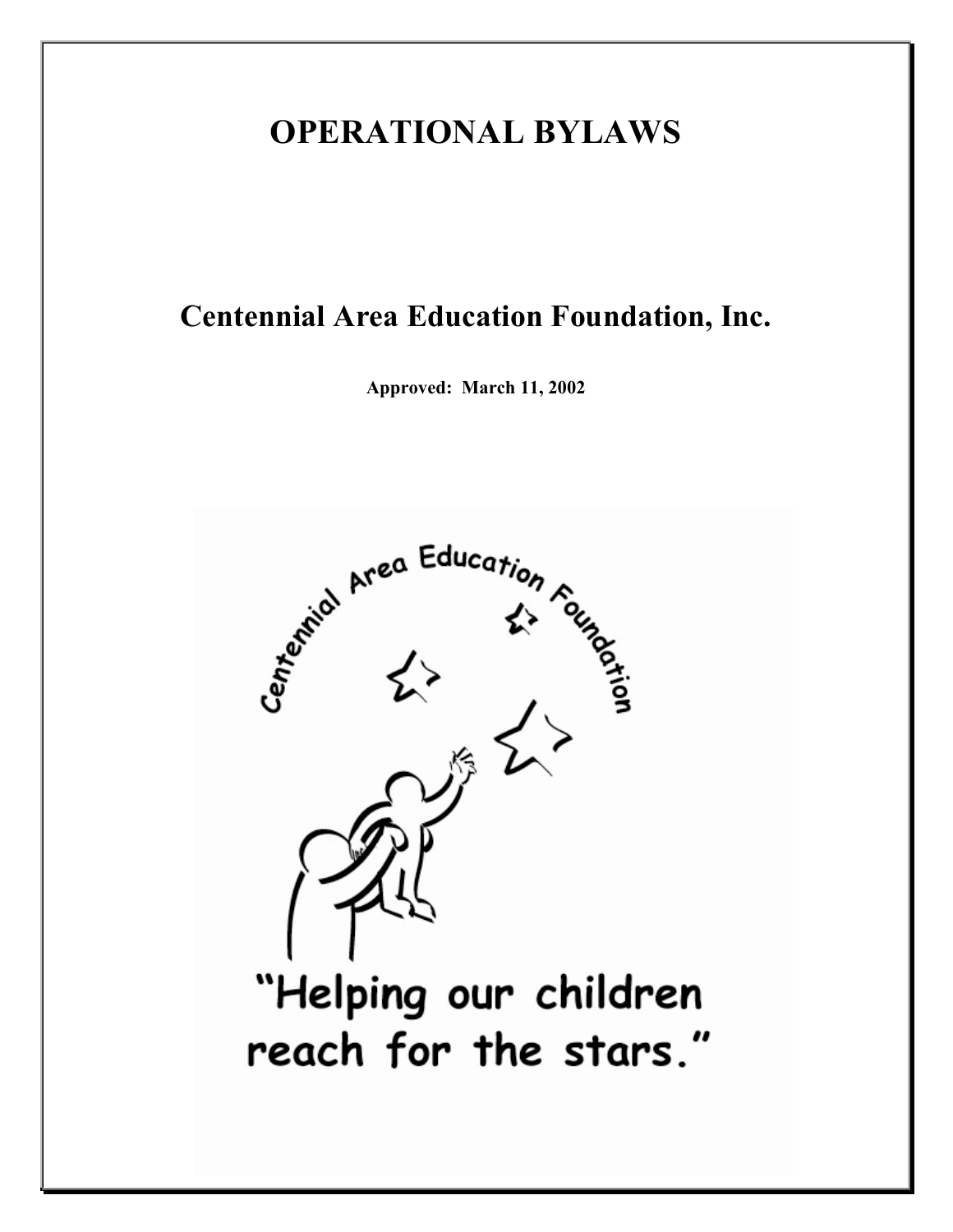# OPERATIONAL BYLAWS

## Centennial Area Education Foundation, Inc.

**Approved: March 11, 2002**

Centennial Area Education Foundation

"Helping our children reach for the stars."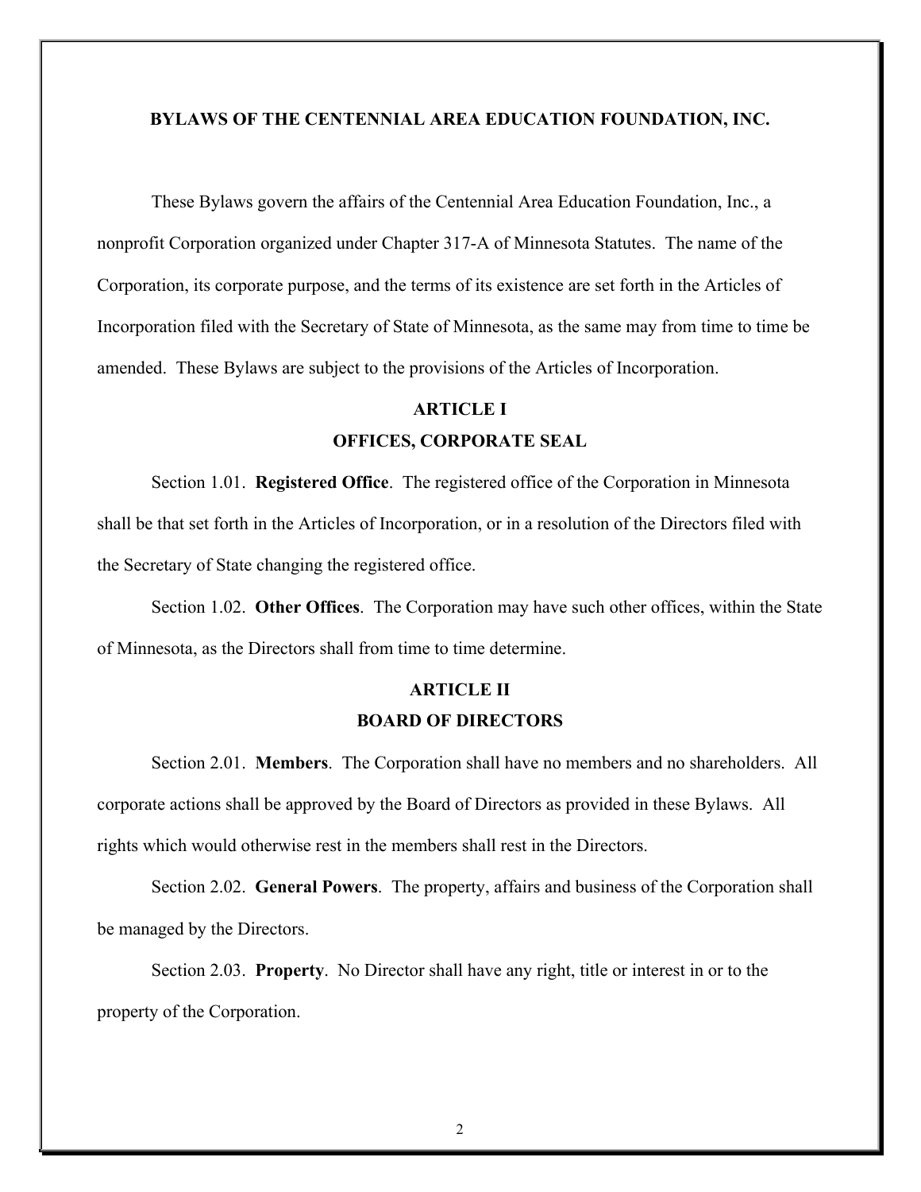# BYLAWS OF THE CENTENNIAL AREA EDUCATION FOUNDATION, INC.

These Bylaws govern the affairs of the Centennial Area Education Foundation, Inc., a nonprofit Corporation organized under Chapter 317-A of Minnesota Statutes. The name of the Corporation, its corporate purpose, and the terms of its existence are set forth in the Articles of Incorporation filed with the Secretary of State of Minnesota, as the same may from time to time be amended. These Bylaws are subject to the provisions of the Articles of Incorporation.

## ARTICLE I
## OFFICES, CORPORATE SEAL

Section 1.01. **Registered Office**. The registered office of the Corporation in Minnesota shall be that set forth in the Articles of Incorporation, or in a resolution of the Directors filed with the Secretary of State changing the registered office.

Section 1.02. **Other Offices**. The Corporation may have such other offices, within the State of Minnesota, as the Directors shall from time to time determine.

## ARTICLE II
## BOARD OF DIRECTORS

Section 2.01. **Members**. The Corporation shall have no members and no shareholders. All corporate actions shall be approved by the Board of Directors as provided in these Bylaws. All rights which would otherwise rest in the members shall rest in the Directors.

Section 2.02. **General Powers**. The property, affairs and business of the Corporation shall be managed by the Directors.

Section 2.03. **Property**. No Director shall have any right, title or interest in or to the property of the Corporation.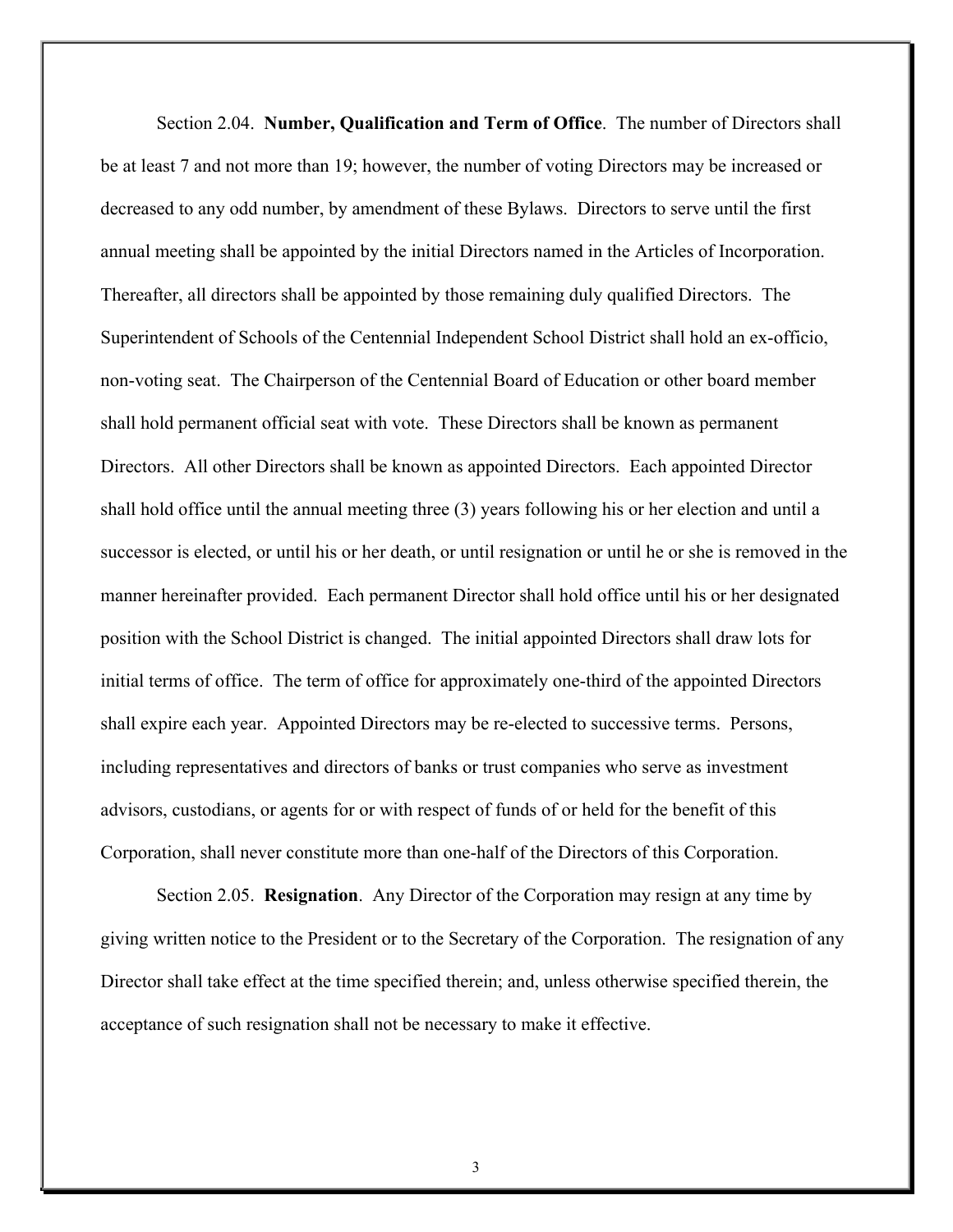Section 2.04. **Number, Qualification and Term of Office**. The number of Directors shall be at least 7 and not more than 19; however, the number of voting Directors may be increased or decreased to any odd number, by amendment of these Bylaws. Directors to serve until the first annual meeting shall be appointed by the initial Directors named in the Articles of Incorporation. Thereafter, all directors shall be appointed by those remaining duly qualified Directors. The Superintendent of Schools of the Centennial Independent School District shall hold an ex-officio, non-voting seat. The Chairperson of the Centennial Board of Education or other board member shall hold permanent official seat with vote. These Directors shall be known as permanent Directors. All other Directors shall be known as appointed Directors. Each appointed Director shall hold office until the annual meeting three (3) years following his or her election and until a successor is elected, or until his or her death, or until resignation or until he or she is removed in the manner hereinafter provided. Each permanent Director shall hold office until his or her designated position with the School District is changed. The initial appointed Directors shall draw lots for initial terms of office. The term of office for approximately one-third of the appointed Directors shall expire each year. Appointed Directors may be re-elected to successive terms. Persons, including representatives and directors of banks or trust companies who serve as investment advisors, custodians, or agents for or with respect of funds of or held for the benefit of this Corporation, shall never constitute more than one-half of the Directors of this Corporation.

Section 2.05. **Resignation**. Any Director of the Corporation may resign at any time by giving written notice to the President or to the Secretary of the Corporation. The resignation of any Director shall take effect at the time specified therein; and, unless otherwise specified therein, the acceptance of such resignation shall not be necessary to make it effective.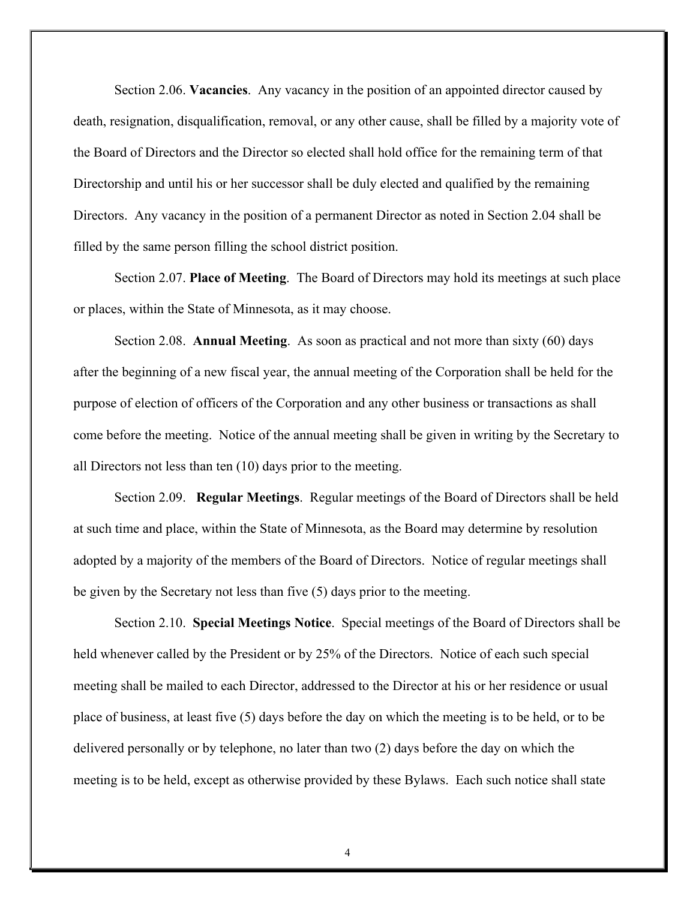Section 2.06. **Vacancies**. Any vacancy in the position of an appointed director caused by death, resignation, disqualification, removal, or any other cause, shall be filled by a majority vote of the Board of Directors and the Director so elected shall hold office for the remaining term of that Directorship and until his or her successor shall be duly elected and qualified by the remaining Directors. Any vacancy in the position of a permanent Director as noted in Section 2.04 shall be filled by the same person filling the school district position.

Section 2.07. **Place of Meeting**. The Board of Directors may hold its meetings at such place or places, within the State of Minnesota, as it may choose.

Section 2.08. **Annual Meeting**. As soon as practical and not more than sixty (60) days after the beginning of a new fiscal year, the annual meeting of the Corporation shall be held for the purpose of election of officers of the Corporation and any other business or transactions as shall come before the meeting. Notice of the annual meeting shall be given in writing by the Secretary to all Directors not less than ten (10) days prior to the meeting.

Section 2.09. **Regular Meetings**. Regular meetings of the Board of Directors shall be held at such time and place, within the State of Minnesota, as the Board may determine by resolution adopted by a majority of the members of the Board of Directors. Notice of regular meetings shall be given by the Secretary not less than five (5) days prior to the meeting.

Section 2.10. **Special Meetings Notice**. Special meetings of the Board of Directors shall be held whenever called by the President or by 25% of the Directors. Notice of each such special meeting shall be mailed to each Director, addressed to the Director at his or her residence or usual place of business, at least five (5) days before the day on which the meeting is to be held, or to be delivered personally or by telephone, no later than two (2) days before the day on which the meeting is to be held, except as otherwise provided by these Bylaws. Each such notice shall state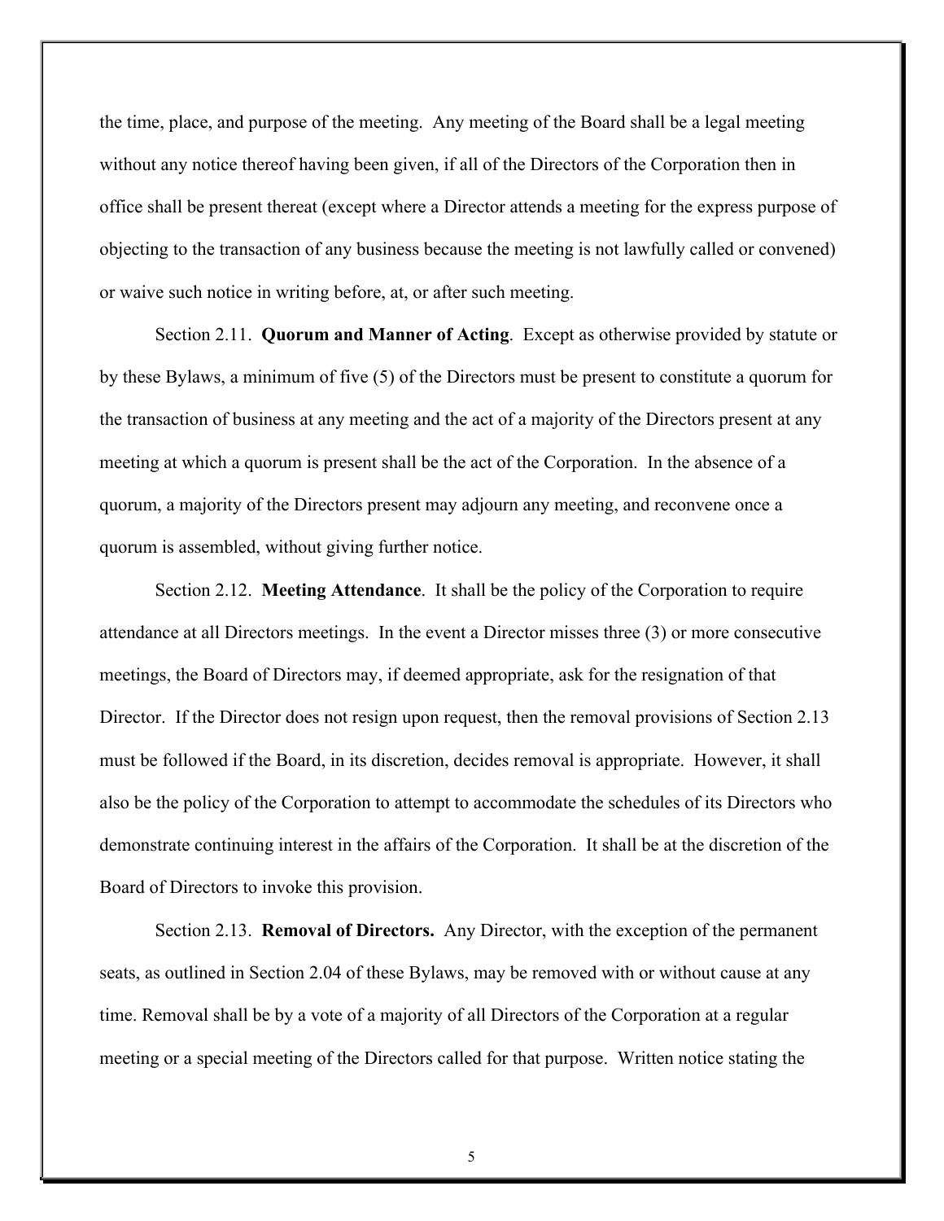the time, place, and purpose of the meeting. Any meeting of the Board shall be a legal meeting without any notice thereof having been given, if all of the Directors of the Corporation then in office shall be present thereat (except where a Director attends a meeting for the express purpose of objecting to the transaction of any business because the meeting is not lawfully called or convened) or waive such notice in writing before, at, or after such meeting.

Section 2.11. **Quorum and Manner of Acting**. Except as otherwise provided by statute or by these Bylaws, a minimum of five (5) of the Directors must be present to constitute a quorum for the transaction of business at any meeting and the act of a majority of the Directors present at any meeting at which a quorum is present shall be the act of the Corporation. In the absence of a quorum, a majority of the Directors present may adjourn any meeting, and reconvene once a quorum is assembled, without giving further notice.

Section 2.12. **Meeting Attendance**. It shall be the policy of the Corporation to require attendance at all Directors meetings. In the event a Director misses three (3) or more consecutive meetings, the Board of Directors may, if deemed appropriate, ask for the resignation of that Director. If the Director does not resign upon request, then the removal provisions of Section 2.13 must be followed if the Board, in its discretion, decides removal is appropriate. However, it shall also be the policy of the Corporation to attempt to accommodate the schedules of its Directors who demonstrate continuing interest in the affairs of the Corporation. It shall be at the discretion of the Board of Directors to invoke this provision.

Section 2.13. **Removal of Directors.** Any Director, with the exception of the permanent seats, as outlined in Section 2.04 of these Bylaws, may be removed with or without cause at any time. Removal shall be by a vote of a majority of all Directors of the Corporation at a regular meeting or a special meeting of the Directors called for that purpose. Written notice stating the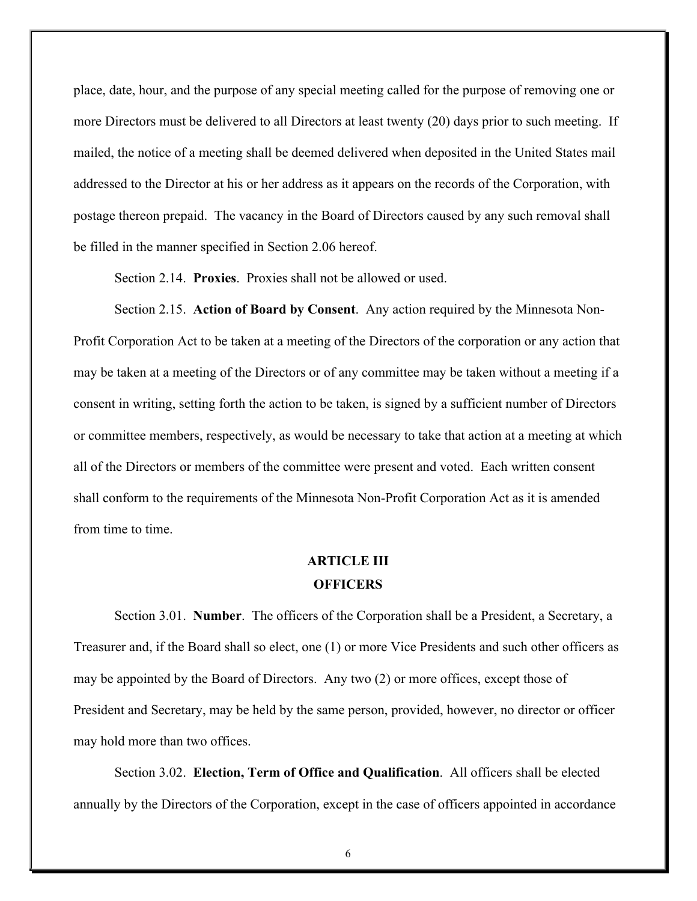place, date, hour, and the purpose of any special meeting called for the purpose of removing one or more Directors must be delivered to all Directors at least twenty (20) days prior to such meeting. If mailed, the notice of a meeting shall be deemed delivered when deposited in the United States mail addressed to the Director at his or her address as it appears on the records of the Corporation, with postage thereon prepaid. The vacancy in the Board of Directors caused by any such removal shall be filled in the manner specified in Section 2.06 hereof.

Section 2.14. **Proxies**. Proxies shall not be allowed or used.

Section 2.15. **Action of Board by Consent**. Any action required by the Minnesota Non-Profit Corporation Act to be taken at a meeting of the Directors of the corporation or any action that may be taken at a meeting of the Directors or of any committee may be taken without a meeting if a consent in writing, setting forth the action to be taken, is signed by a sufficient number of Directors or committee members, respectively, as would be necessary to take that action at a meeting at which all of the Directors or members of the committee were present and voted. Each written consent shall conform to the requirements of the Minnesota Non-Profit Corporation Act as it is amended from time to time.

## ARTICLE III
## OFFICERS

Section 3.01. **Number**. The officers of the Corporation shall be a President, a Secretary, a Treasurer and, if the Board shall so elect, one (1) or more Vice Presidents and such other officers as may be appointed by the Board of Directors. Any two (2) or more offices, except those of President and Secretary, may be held by the same person, provided, however, no director or officer may hold more than two offices.

Section 3.02. **Election, Term of Office and Qualification**. All officers shall be elected annually by the Directors of the Corporation, except in the case of officers appointed in accordance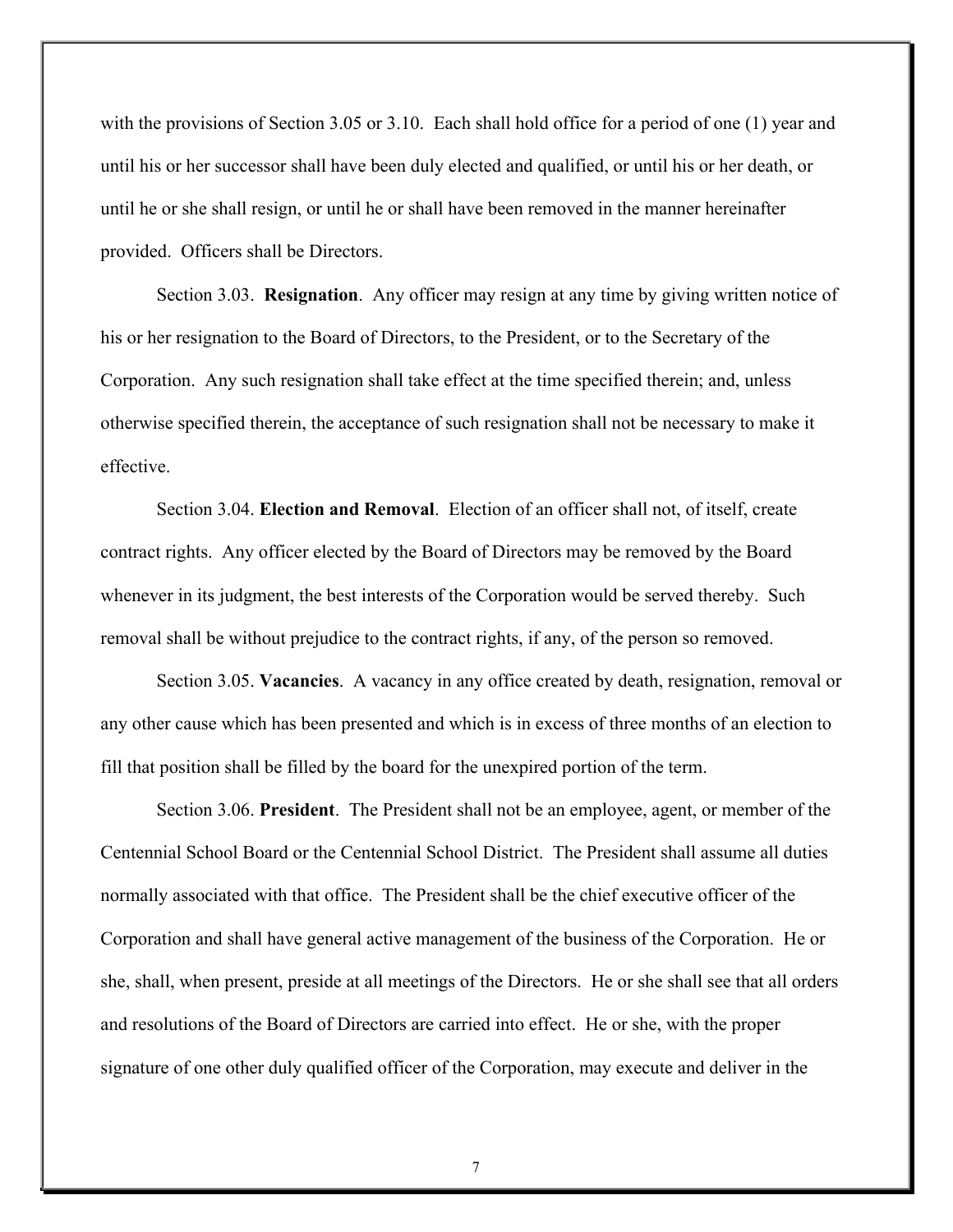with the provisions of Section 3.05 or 3.10. Each shall hold office for a period of one (1) year and until his or her successor shall have been duly elected and qualified, or until his or her death, or until he or she shall resign, or until he or shall have been removed in the manner hereinafter provided. Officers shall be Directors.

Section 3.03. **Resignation**. Any officer may resign at any time by giving written notice of his or her resignation to the Board of Directors, to the President, or to the Secretary of the Corporation. Any such resignation shall take effect at the time specified therein; and, unless otherwise specified therein, the acceptance of such resignation shall not be necessary to make it effective.

Section 3.04. **Election and Removal**. Election of an officer shall not, of itself, create contract rights. Any officer elected by the Board of Directors may be removed by the Board whenever in its judgment, the best interests of the Corporation would be served thereby. Such removal shall be without prejudice to the contract rights, if any, of the person so removed.

Section 3.05. **Vacancies**. A vacancy in any office created by death, resignation, removal or any other cause which has been presented and which is in excess of three months of an election to fill that position shall be filled by the board for the unexpired portion of the term.

Section 3.06. **President**. The President shall not be an employee, agent, or member of the Centennial School Board or the Centennial School District. The President shall assume all duties normally associated with that office. The President shall be the chief executive officer of the Corporation and shall have general active management of the business of the Corporation. He or she, shall, when present, preside at all meetings of the Directors. He or she shall see that all orders and resolutions of the Board of Directors are carried into effect. He or she, with the proper signature of one other duly qualified officer of the Corporation, may execute and deliver in the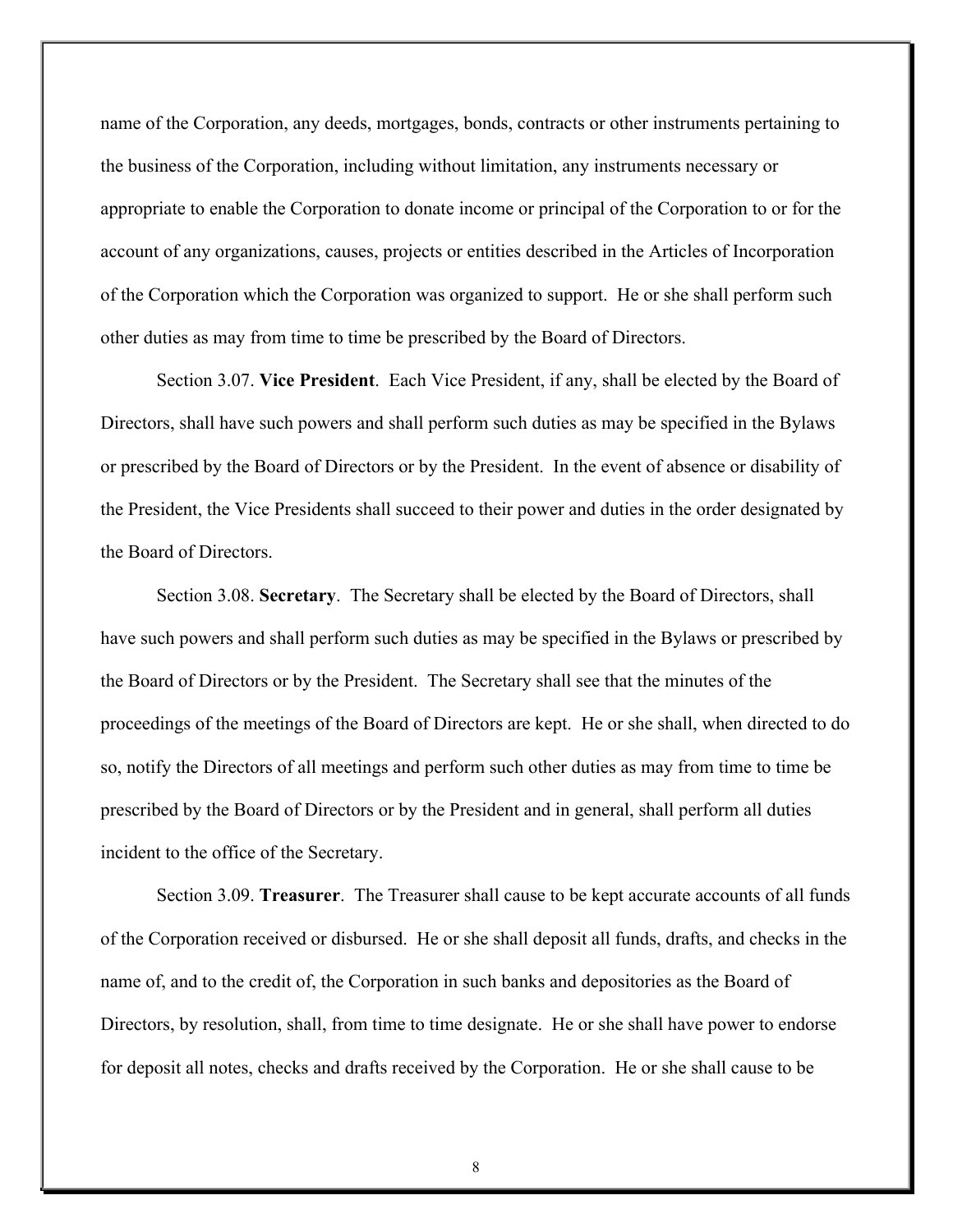name of the Corporation, any deeds, mortgages, bonds, contracts or other instruments pertaining to the business of the Corporation, including without limitation, any instruments necessary or appropriate to enable the Corporation to donate income or principal of the Corporation to or for the account of any organizations, causes, projects or entities described in the Articles of Incorporation of the Corporation which the Corporation was organized to support. He or she shall perform such other duties as may from time to time be prescribed by the Board of Directors.

Section 3.07. **Vice President**. Each Vice President, if any, shall be elected by the Board of Directors, shall have such powers and shall perform such duties as may be specified in the Bylaws or prescribed by the Board of Directors or by the President. In the event of absence or disability of the President, the Vice Presidents shall succeed to their power and duties in the order designated by the Board of Directors.

Section 3.08. **Secretary**. The Secretary shall be elected by the Board of Directors, shall have such powers and shall perform such duties as may be specified in the Bylaws or prescribed by the Board of Directors or by the President. The Secretary shall see that the minutes of the proceedings of the meetings of the Board of Directors are kept. He or she shall, when directed to do so, notify the Directors of all meetings and perform such other duties as may from time to time be prescribed by the Board of Directors or by the President and in general, shall perform all duties incident to the office of the Secretary.

Section 3.09. **Treasurer**. The Treasurer shall cause to be kept accurate accounts of all funds of the Corporation received or disbursed. He or she shall deposit all funds, drafts, and checks in the name of, and to the credit of, the Corporation in such banks and depositories as the Board of Directors, by resolution, shall, from time to time designate. He or she shall have power to endorse for deposit all notes, checks and drafts received by the Corporation. He or she shall cause to be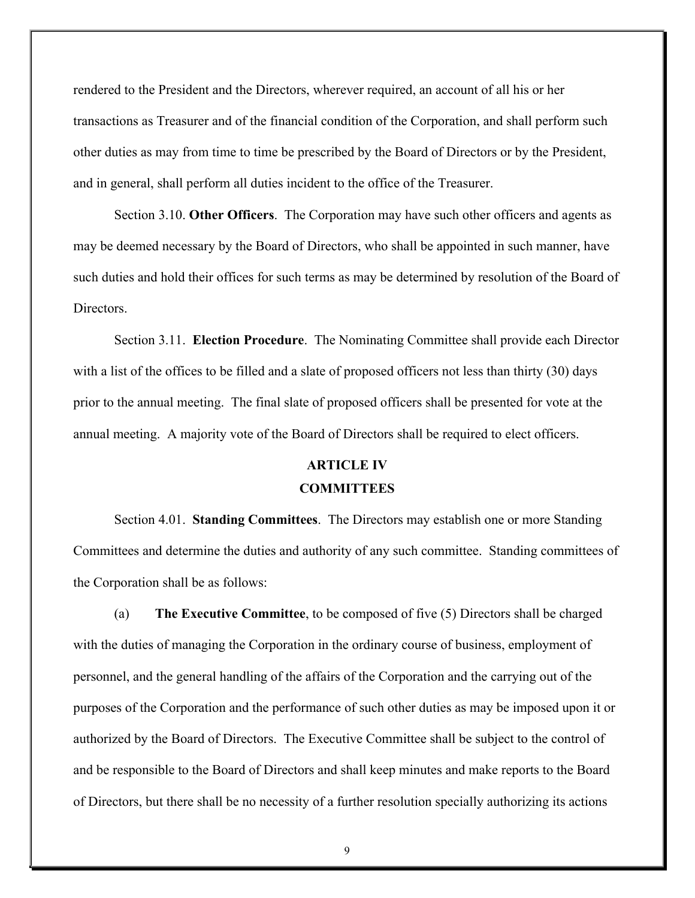rendered to the President and the Directors, wherever required, an account of all his or her transactions as Treasurer and of the financial condition of the Corporation, and shall perform such other duties as may from time to time be prescribed by the Board of Directors or by the President, and in general, shall perform all duties incident to the office of the Treasurer.

Section 3.10. **Other Officers**. The Corporation may have such other officers and agents as may be deemed necessary by the Board of Directors, who shall be appointed in such manner, have such duties and hold their offices for such terms as may be determined by resolution of the Board of Directors.

Section 3.11. **Election Procedure**. The Nominating Committee shall provide each Director with a list of the offices to be filled and a slate of proposed officers not less than thirty (30) days prior to the annual meeting. The final slate of proposed officers shall be presented for vote at the annual meeting. A majority vote of the Board of Directors shall be required to elect officers.

## ARTICLE IV
## COMMITTEES

Section 4.01. **Standing Committees**. The Directors may establish one or more Standing Committees and determine the duties and authority of any such committee. Standing committees of the Corporation shall be as follows:

(a) **The Executive Committee**, to be composed of five (5) Directors shall be charged with the duties of managing the Corporation in the ordinary course of business, employment of personnel, and the general handling of the affairs of the Corporation and the carrying out of the purposes of the Corporation and the performance of such other duties as may be imposed upon it or authorized by the Board of Directors. The Executive Committee shall be subject to the control of and be responsible to the Board of Directors and shall keep minutes and make reports to the Board of Directors, but there shall be no necessity of a further resolution specially authorizing its actions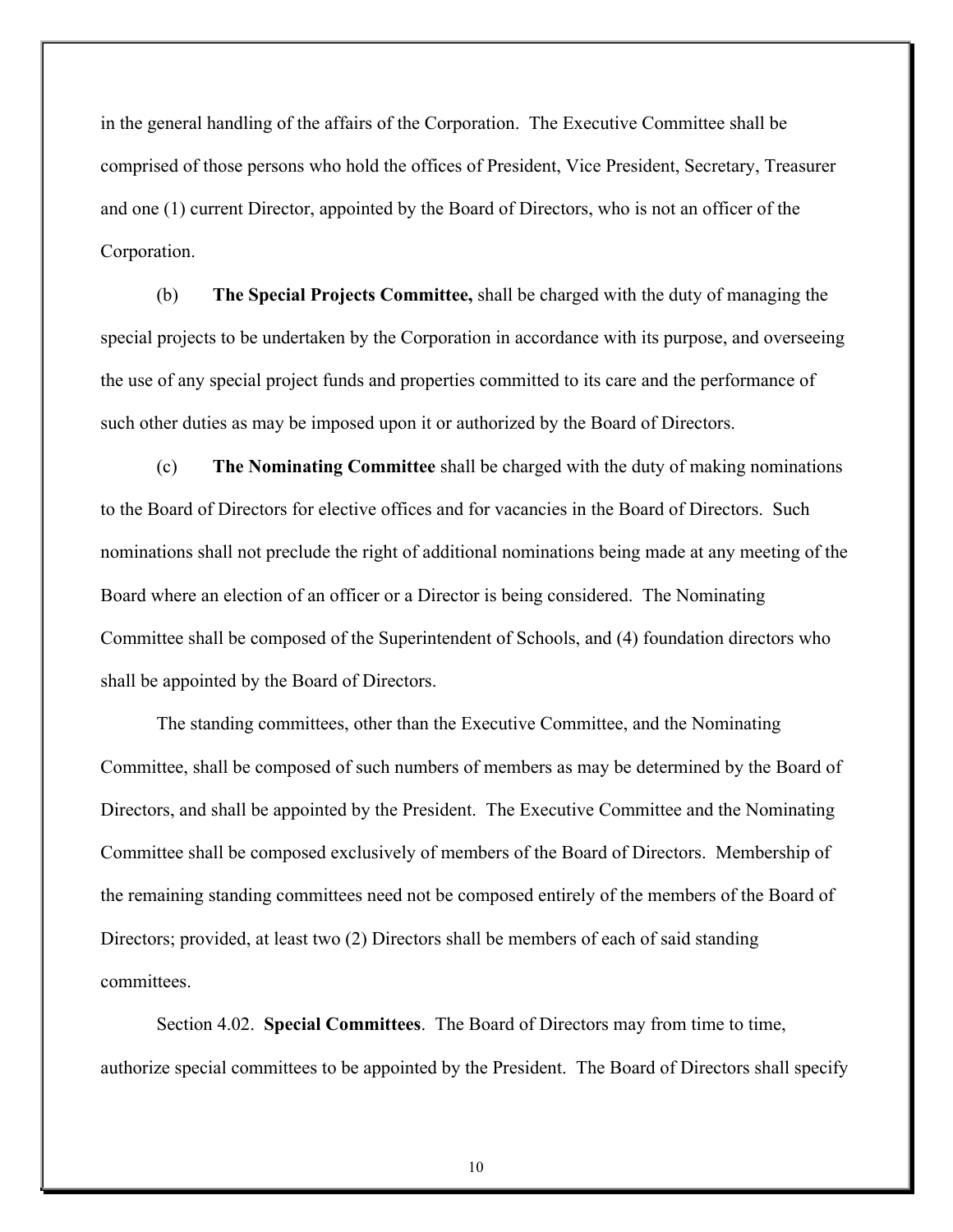in the general handling of the affairs of the Corporation. The Executive Committee shall be comprised of those persons who hold the offices of President, Vice President, Secretary, Treasurer and one (1) current Director, appointed by the Board of Directors, who is not an officer of the Corporation.

(b) **The Special Projects Committee,** shall be charged with the duty of managing the special projects to be undertaken by the Corporation in accordance with its purpose, and overseeing the use of any special project funds and properties committed to its care and the performance of such other duties as may be imposed upon it or authorized by the Board of Directors.

(c) **The Nominating Committee** shall be charged with the duty of making nominations to the Board of Directors for elective offices and for vacancies in the Board of Directors. Such nominations shall not preclude the right of additional nominations being made at any meeting of the Board where an election of an officer or a Director is being considered. The Nominating Committee shall be composed of the Superintendent of Schools, and (4) foundation directors who shall be appointed by the Board of Directors.

The standing committees, other than the Executive Committee, and the Nominating Committee, shall be composed of such numbers of members as may be determined by the Board of Directors, and shall be appointed by the President. The Executive Committee and the Nominating Committee shall be composed exclusively of members of the Board of Directors. Membership of the remaining standing committees need not be composed entirely of the members of the Board of Directors; provided, at least two (2) Directors shall be members of each of said standing committees.

Section 4.02. **Special Committees**. The Board of Directors may from time to time, authorize special committees to be appointed by the President. The Board of Directors shall specify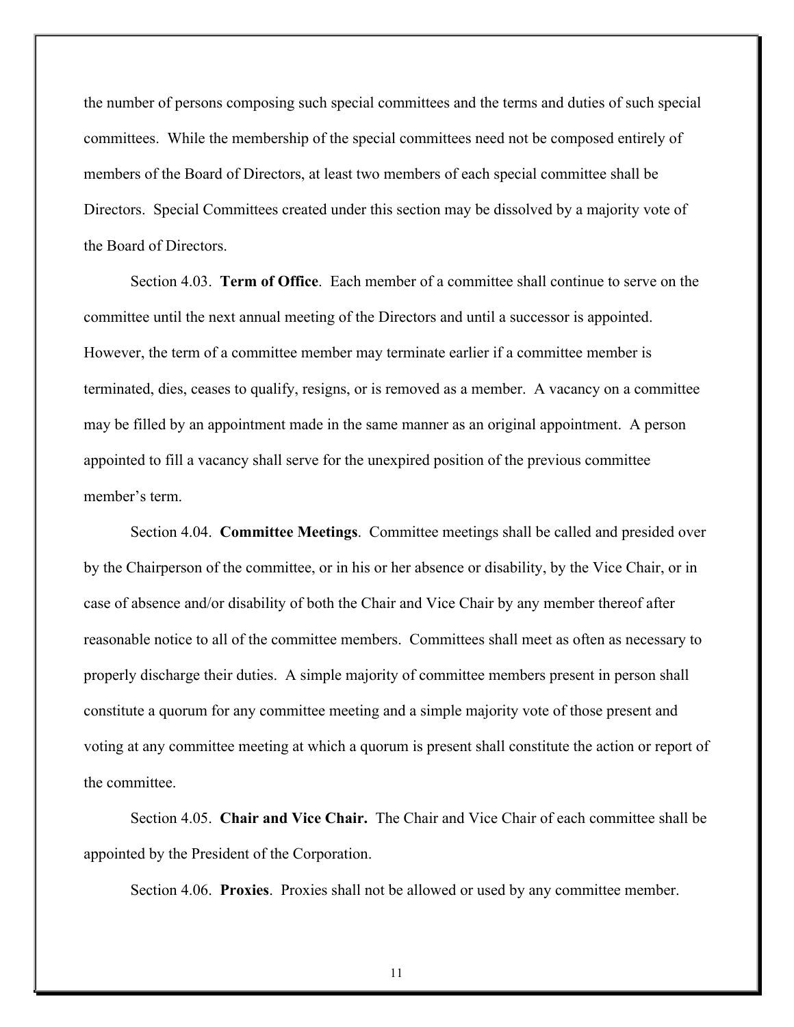the number of persons composing such special committees and the terms and duties of such special committees. While the membership of the special committees need not be composed entirely of members of the Board of Directors, at least two members of each special committee shall be Directors. Special Committees created under this section may be dissolved by a majority vote of the Board of Directors.

Section 4.03. **Term of Office**. Each member of a committee shall continue to serve on the committee until the next annual meeting of the Directors and until a successor is appointed. However, the term of a committee member may terminate earlier if a committee member is terminated, dies, ceases to qualify, resigns, or is removed as a member. A vacancy on a committee may be filled by an appointment made in the same manner as an original appointment. A person appointed to fill a vacancy shall serve for the unexpired position of the previous committee member's term.

Section 4.04. **Committee Meetings**. Committee meetings shall be called and presided over by the Chairperson of the committee, or in his or her absence or disability, by the Vice Chair, or in case of absence and/or disability of both the Chair and Vice Chair by any member thereof after reasonable notice to all of the committee members. Committees shall meet as often as necessary to properly discharge their duties. A simple majority of committee members present in person shall constitute a quorum for any committee meeting and a simple majority vote of those present and voting at any committee meeting at which a quorum is present shall constitute the action or report of the committee.

Section 4.05. **Chair and Vice Chair.** The Chair and Vice Chair of each committee shall be appointed by the President of the Corporation.

Section 4.06. **Proxies**. Proxies shall not be allowed or used by any committee member.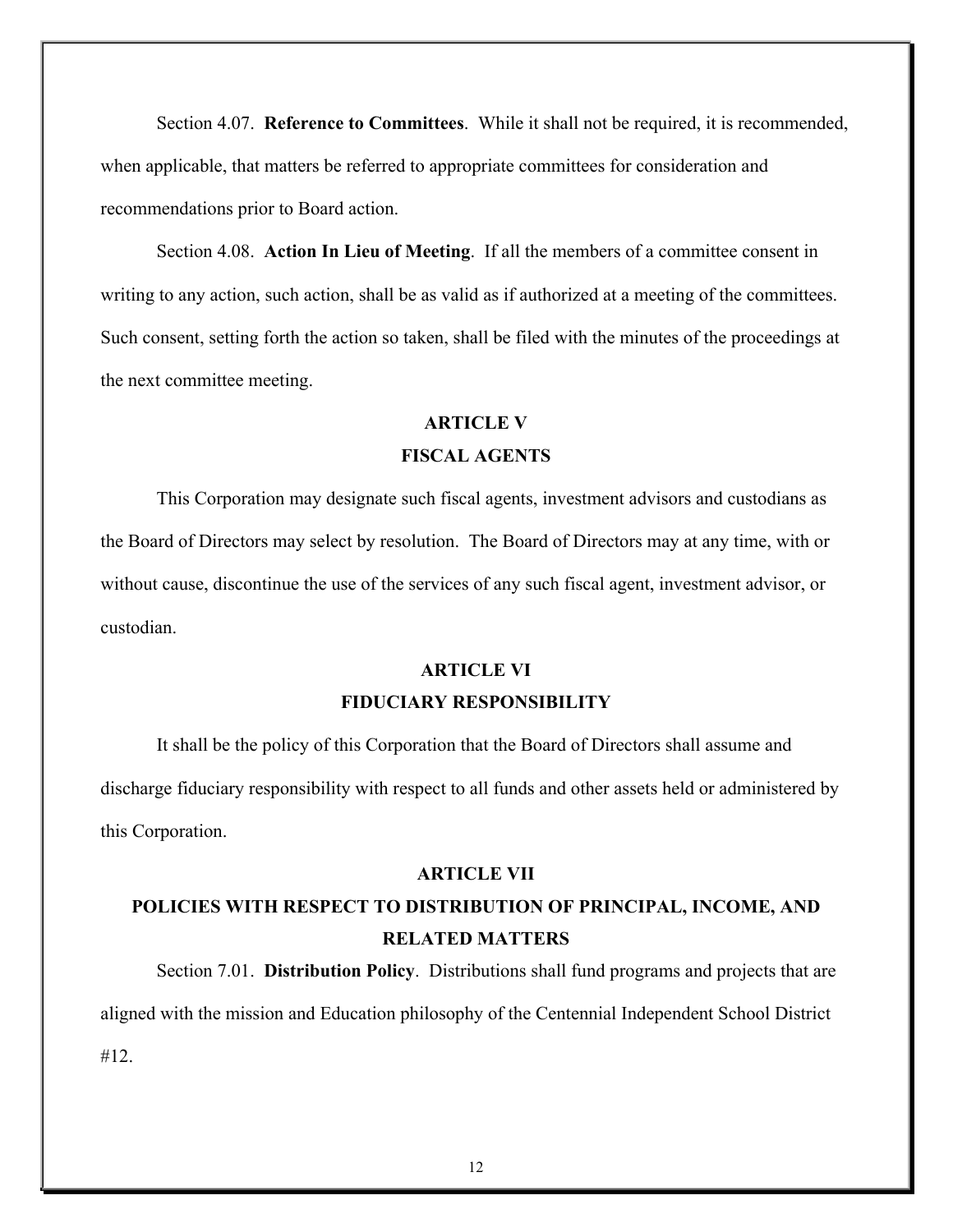Section 4.07. **Reference to Committees**. While it shall not be required, it is recommended, when applicable, that matters be referred to appropriate committees for consideration and recommendations prior to Board action.

Section 4.08. **Action In Lieu of Meeting**. If all the members of a committee consent in writing to any action, such action, shall be as valid as if authorized at a meeting of the committees. Such consent, setting forth the action so taken, shall be filed with the minutes of the proceedings at the next committee meeting.

## ARTICLE V
## FISCAL AGENTS

This Corporation may designate such fiscal agents, investment advisors and custodians as the Board of Directors may select by resolution. The Board of Directors may at any time, with or without cause, discontinue the use of the services of any such fiscal agent, investment advisor, or custodian.

## ARTICLE VI
## FIDUCIARY RESPONSIBILITY

It shall be the policy of this Corporation that the Board of Directors shall assume and discharge fiduciary responsibility with respect to all funds and other assets held or administered by this Corporation.

## ARTICLE VII
## POLICIES WITH RESPECT TO DISTRIBUTION OF PRINCIPAL, INCOME, AND RELATED MATTERS

Section 7.01. **Distribution Policy**. Distributions shall fund programs and projects that are aligned with the mission and Education philosophy of the Centennial Independent School District #12.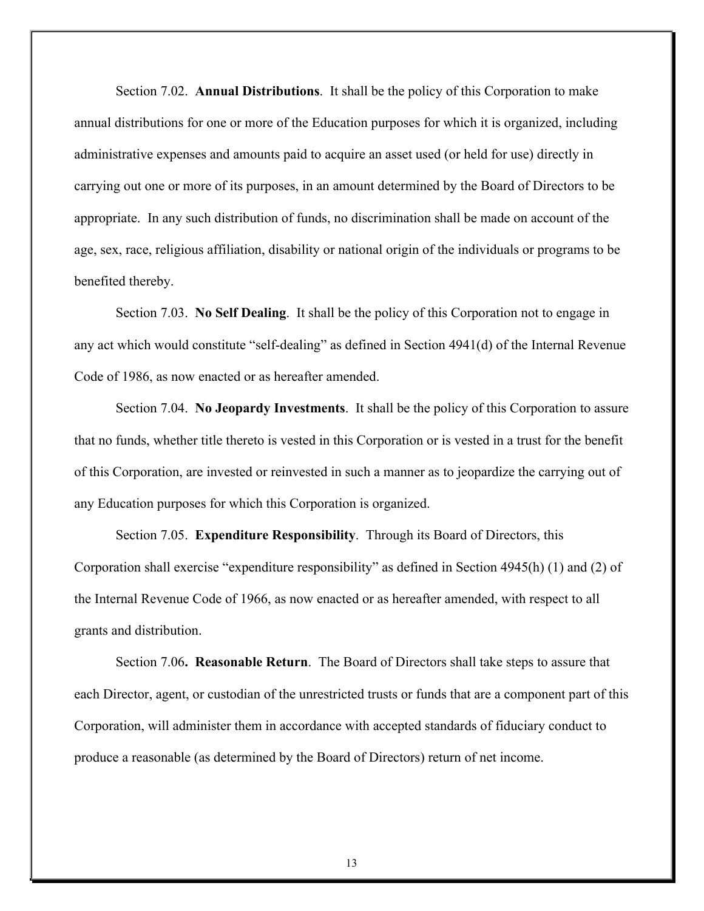Section 7.02. **Annual Distributions**. It shall be the policy of this Corporation to make annual distributions for one or more of the Education purposes for which it is organized, including administrative expenses and amounts paid to acquire an asset used (or held for use) directly in carrying out one or more of its purposes, in an amount determined by the Board of Directors to be appropriate. In any such distribution of funds, no discrimination shall be made on account of the age, sex, race, religious affiliation, disability or national origin of the individuals or programs to be benefited thereby.

Section 7.03. **No Self Dealing**. It shall be the policy of this Corporation not to engage in any act which would constitute "self-dealing" as defined in Section 4941(d) of the Internal Revenue Code of 1986, as now enacted or as hereafter amended.

Section 7.04. **No Jeopardy Investments**. It shall be the policy of this Corporation to assure that no funds, whether title thereto is vested in this Corporation or is vested in a trust for the benefit of this Corporation, are invested or reinvested in such a manner as to jeopardize the carrying out of any Education purposes for which this Corporation is organized.

Section 7.05. **Expenditure Responsibility**. Through its Board of Directors, this Corporation shall exercise "expenditure responsibility" as defined in Section 4945(h) (1) and (2) of the Internal Revenue Code of 1966, as now enacted or as hereafter amended, with respect to all grants and distribution.

Section 7.06**. Reasonable Return**. The Board of Directors shall take steps to assure that each Director, agent, or custodian of the unrestricted trusts or funds that are a component part of this Corporation, will administer them in accordance with accepted standards of fiduciary conduct to produce a reasonable (as determined by the Board of Directors) return of net income.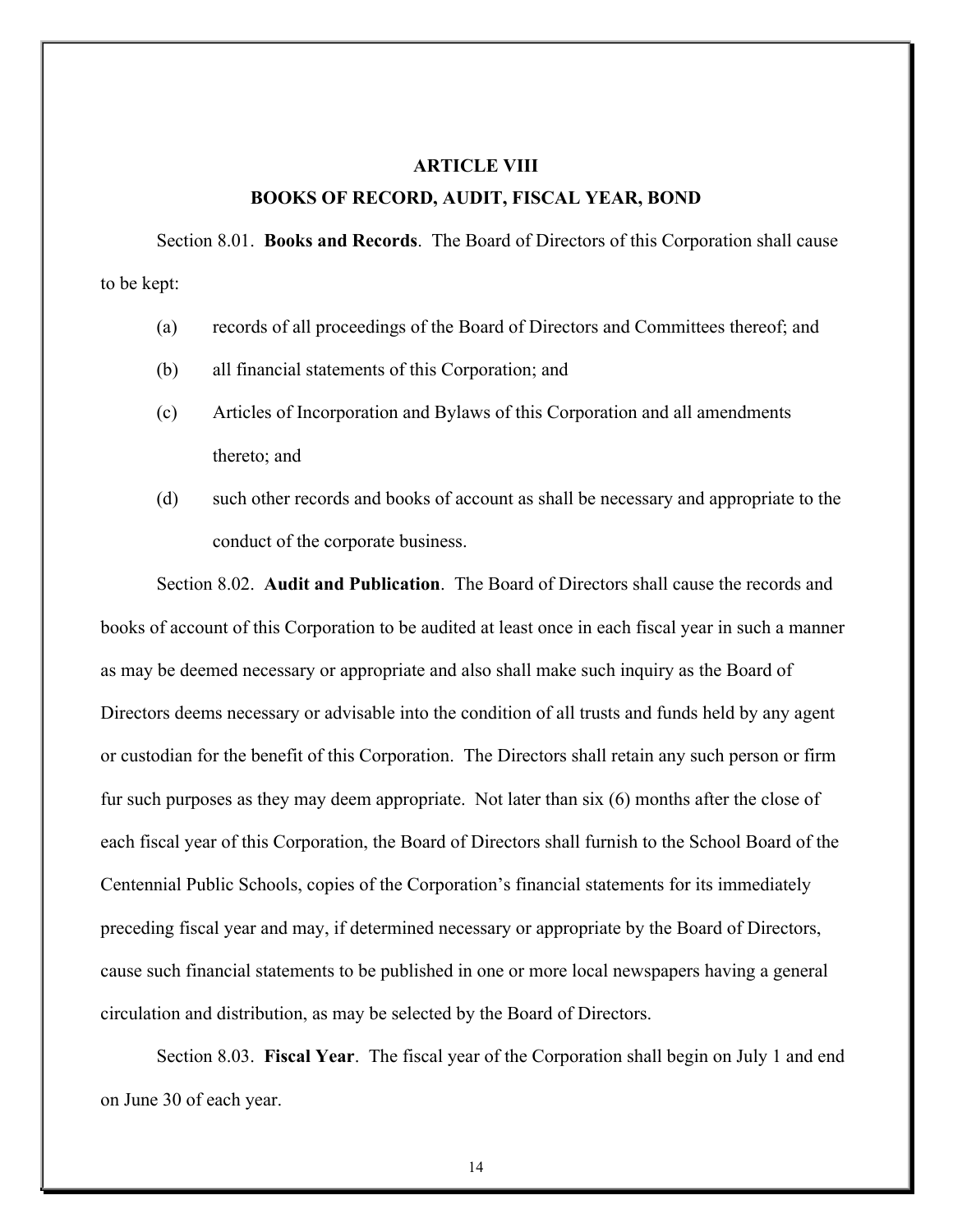## ARTICLE VIII

## BOOKS OF RECORD, AUDIT, FISCAL YEAR, BOND

Section 8.01. **Books and Records**. The Board of Directors of this Corporation shall cause to be kept:

(a) records of all proceedings of the Board of Directors and Committees thereof; and

(b) all financial statements of this Corporation; and

(c) Articles of Incorporation and Bylaws of this Corporation and all amendments thereto; and

(d) such other records and books of account as shall be necessary and appropriate to the conduct of the corporate business.

Section 8.02. **Audit and Publication**. The Board of Directors shall cause the records and books of account of this Corporation to be audited at least once in each fiscal year in such a manner as may be deemed necessary or appropriate and also shall make such inquiry as the Board of Directors deems necessary or advisable into the condition of all trusts and funds held by any agent or custodian for the benefit of this Corporation. The Directors shall retain any such person or firm fur such purposes as they may deem appropriate. Not later than six (6) months after the close of each fiscal year of this Corporation, the Board of Directors shall furnish to the School Board of the Centennial Public Schools, copies of the Corporation's financial statements for its immediately preceding fiscal year and may, if determined necessary or appropriate by the Board of Directors, cause such financial statements to be published in one or more local newspapers having a general circulation and distribution, as may be selected by the Board of Directors.

Section 8.03. **Fiscal Year**. The fiscal year of the Corporation shall begin on July 1 and end on June 30 of each year.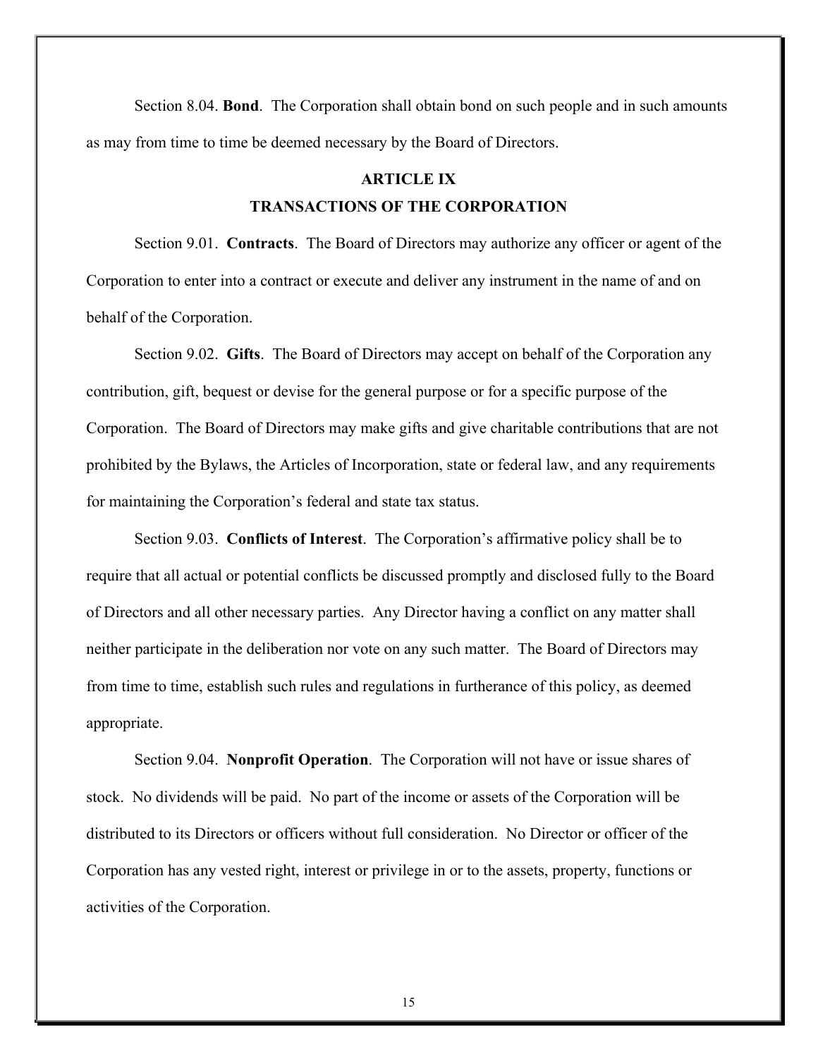Section 8.04. **Bond**. The Corporation shall obtain bond on such people and in such amounts as may from time to time be deemed necessary by the Board of Directors.

## ARTICLE IX
## TRANSACTIONS OF THE CORPORATION

Section 9.01. **Contracts**. The Board of Directors may authorize any officer or agent of the Corporation to enter into a contract or execute and deliver any instrument in the name of and on behalf of the Corporation.

Section 9.02. **Gifts**. The Board of Directors may accept on behalf of the Corporation any contribution, gift, bequest or devise for the general purpose or for a specific purpose of the Corporation. The Board of Directors may make gifts and give charitable contributions that are not prohibited by the Bylaws, the Articles of Incorporation, state or federal law, and any requirements for maintaining the Corporation's federal and state tax status.

Section 9.03. **Conflicts of Interest**. The Corporation's affirmative policy shall be to require that all actual or potential conflicts be discussed promptly and disclosed fully to the Board of Directors and all other necessary parties. Any Director having a conflict on any matter shall neither participate in the deliberation nor vote on any such matter. The Board of Directors may from time to time, establish such rules and regulations in furtherance of this policy, as deemed appropriate.

Section 9.04. **Nonprofit Operation**. The Corporation will not have or issue shares of stock. No dividends will be paid. No part of the income or assets of the Corporation will be distributed to its Directors or officers without full consideration. No Director or officer of the Corporation has any vested right, interest or privilege in or to the assets, property, functions or activities of the Corporation.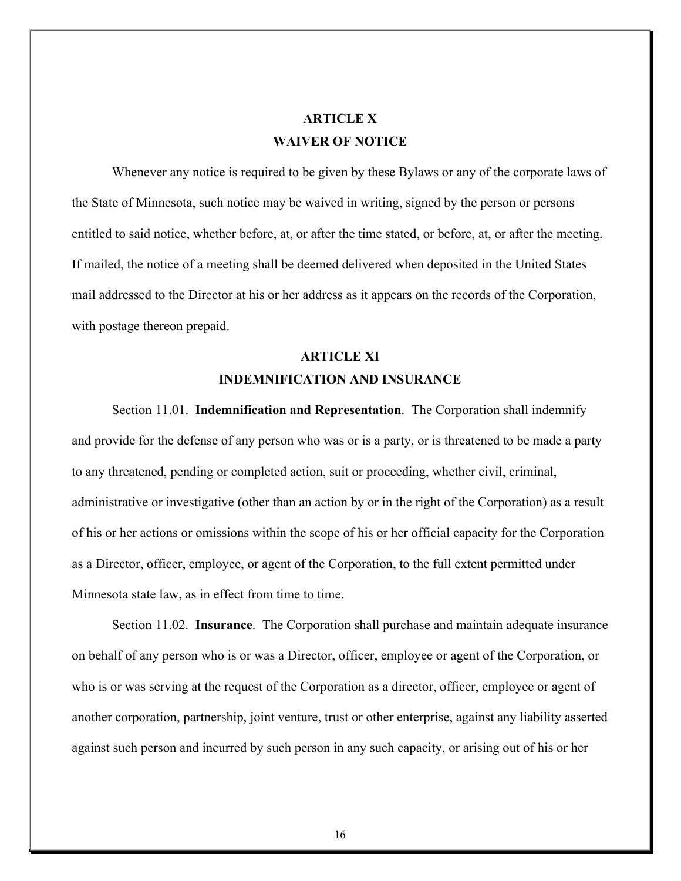## ARTICLE X
## WAIVER OF NOTICE

Whenever any notice is required to be given by these Bylaws or any of the corporate laws of the State of Minnesota, such notice may be waived in writing, signed by the person or persons entitled to said notice, whether before, at, or after the time stated, or before, at, or after the meeting. If mailed, the notice of a meeting shall be deemed delivered when deposited in the United States mail addressed to the Director at his or her address as it appears on the records of the Corporation, with postage thereon prepaid.

## ARTICLE XI
## INDEMNIFICATION AND INSURANCE

Section 11.01. **Indemnification and Representation**. The Corporation shall indemnify and provide for the defense of any person who was or is a party, or is threatened to be made a party to any threatened, pending or completed action, suit or proceeding, whether civil, criminal, administrative or investigative (other than an action by or in the right of the Corporation) as a result of his or her actions or omissions within the scope of his or her official capacity for the Corporation as a Director, officer, employee, or agent of the Corporation, to the full extent permitted under Minnesota state law, as in effect from time to time.

Section 11.02. **Insurance**. The Corporation shall purchase and maintain adequate insurance on behalf of any person who is or was a Director, officer, employee or agent of the Corporation, or who is or was serving at the request of the Corporation as a director, officer, employee or agent of another corporation, partnership, joint venture, trust or other enterprise, against any liability asserted against such person and incurred by such person in any such capacity, or arising out of his or her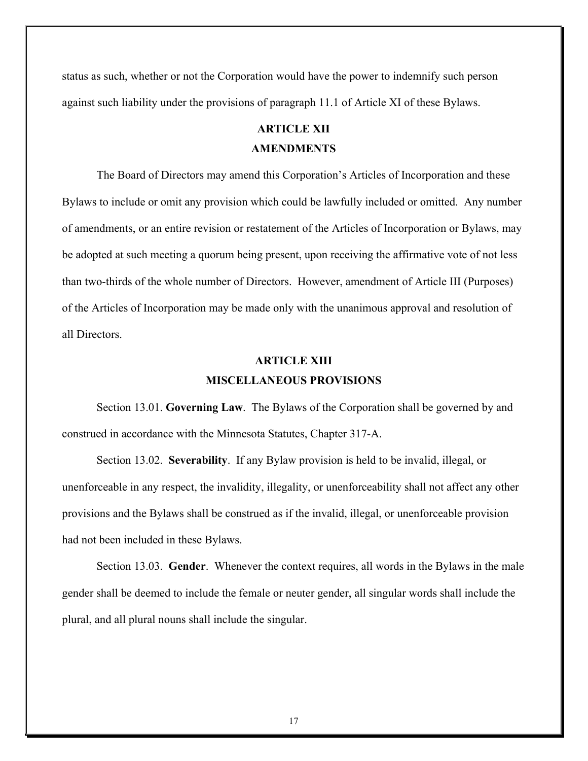status as such, whether or not the Corporation would have the power to indemnify such person against such liability under the provisions of paragraph 11.1 of Article XI of these Bylaws.

## ARTICLE XII
## AMENDMENTS

The Board of Directors may amend this Corporation's Articles of Incorporation and these Bylaws to include or omit any provision which could be lawfully included or omitted. Any number of amendments, or an entire revision or restatement of the Articles of Incorporation or Bylaws, may be adopted at such meeting a quorum being present, upon receiving the affirmative vote of not less than two-thirds of the whole number of Directors. However, amendment of Article III (Purposes) of the Articles of Incorporation may be made only with the unanimous approval and resolution of all Directors.

## ARTICLE XIII
## MISCELLANEOUS PROVISIONS

Section 13.01. **Governing Law**. The Bylaws of the Corporation shall be governed by and construed in accordance with the Minnesota Statutes, Chapter 317-A.

Section 13.02. **Severability**. If any Bylaw provision is held to be invalid, illegal, or unenforceable in any respect, the invalidity, illegality, or unenforceability shall not affect any other provisions and the Bylaws shall be construed as if the invalid, illegal, or unenforceable provision had not been included in these Bylaws.

Section 13.03. **Gender**. Whenever the context requires, all words in the Bylaws in the male gender shall be deemed to include the female or neuter gender, all singular words shall include the plural, and all plural nouns shall include the singular.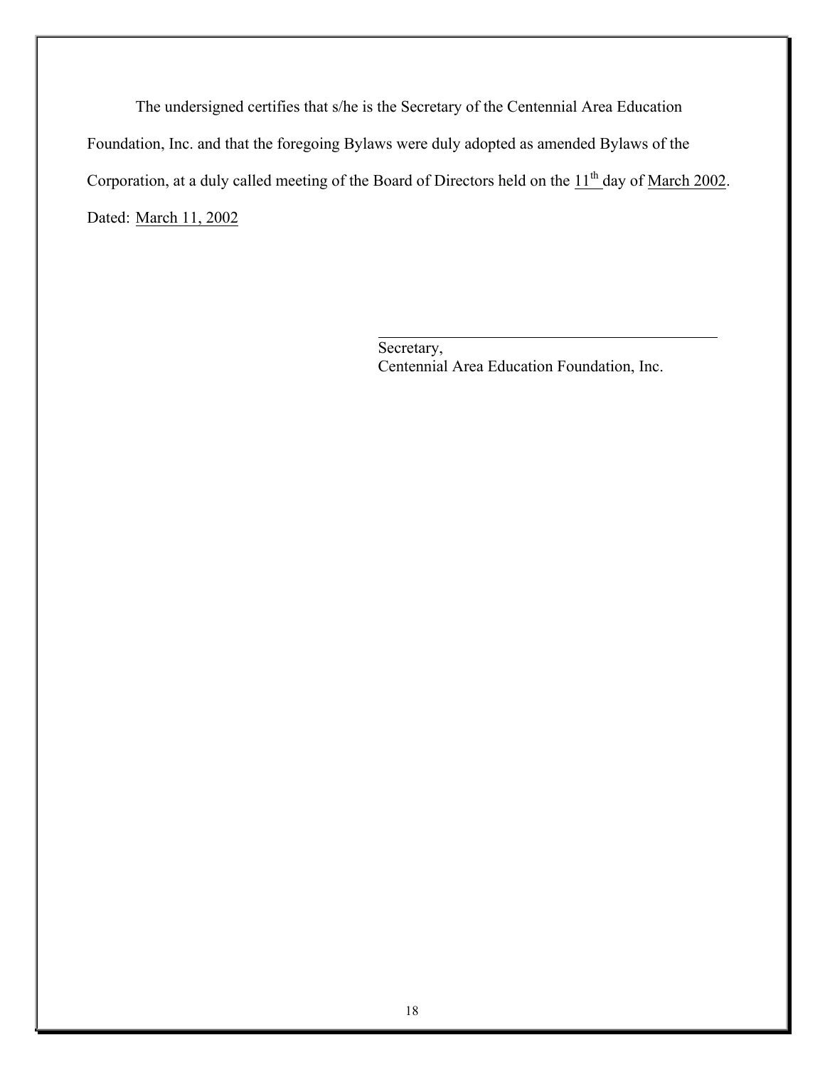The undersigned certifies that s/he is the Secretary of the Centennial Area Education Foundation, Inc. and that the foregoing Bylaws were duly adopted as amended Bylaws of the Corporation, at a duly called meeting of the Board of Directors held on the 11th day of March 2002.

Dated: March 11, 2002

\_\_\_\_\_\_\_\_\_\_\_\_\_\_\_\_\_\_\_\_\_\_\_\_\_\_\_\_\_\_\_\_\_\_\_\_\_\_\_\_

Secretary,
Centennial Area Education Foundation, Inc.